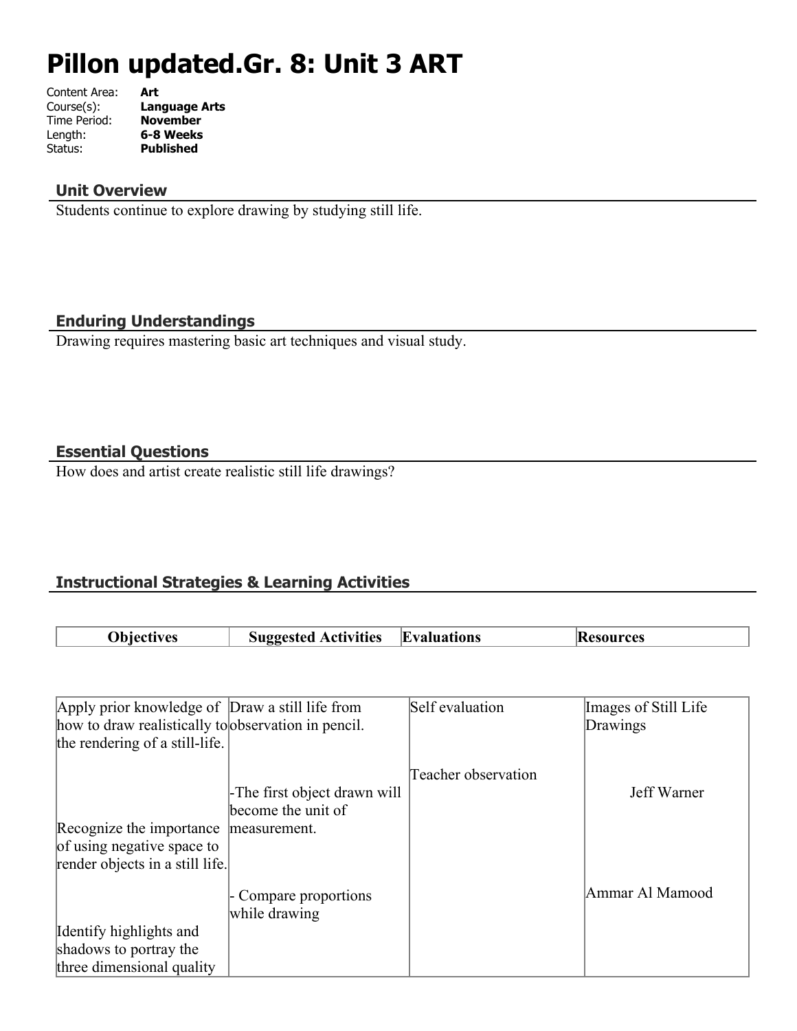# Pillon updated.Gr. 8: Unit 3 ART

Content Area: **Art**
Course(s): **Language Arts**
Time Period: **November**
Length: **6-8 Weeks**
Status: **Published**

## Unit Overview

Students continue to explore drawing by studying still life.

## Enduring Understandings

Drawing requires mastering basic art techniques and visual study.

## Essential Questions

How does and artist create realistic still life drawings?

## Instructional Strategies & Learning Activities

| Objectives | Suggested Activities | Evaluations | Resources |
|---|---|---|---|
| Apply prior knowledge of how to draw realistically to the rendering of a still-life.<br><br>Recognize the importance of using negative space to render objects in a still life.<br><br>Identify highlights and shadows to portray the three dimensional quality | Draw a still life from observation in pencil.<br><br>-The first object drawn will become the unit of measurement.<br><br>- Compare proportions while drawing | Self evaluation<br><br>Teacher observation | Images of Still Life Drawings<br><br>Jeff Warner<br><br>Ammar Al Mamood |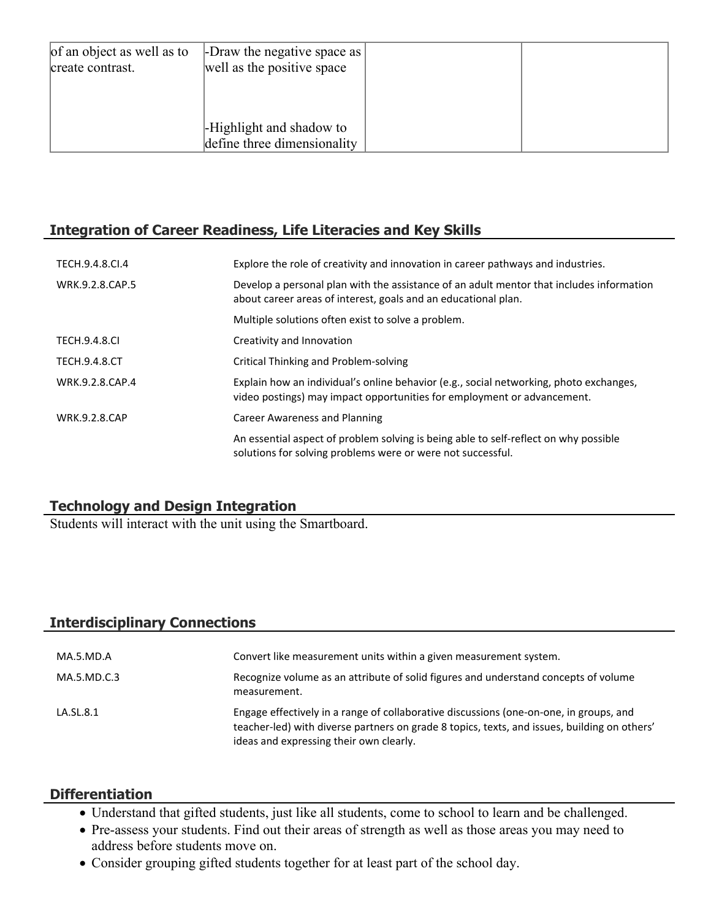| | | | |
|---|---|---|---|
| of an object as well as to create contrast. | -Draw the negative space as well as the positive space<br><br>-Highlight and shadow to define three dimensionality | | |

## Integration of Career Readiness, Life Literacies and Key Skills

| | |
|---|---|
| TECH.9.4.8.CI.4 | Explore the role of creativity and innovation in career pathways and industries. |
| WRK.9.2.8.CAP.5 | Develop a personal plan with the assistance of an adult mentor that includes information about career areas of interest, goals and an educational plan. |
| | Multiple solutions often exist to solve a problem. |
| TECH.9.4.8.CI | Creativity and Innovation |
| TECH.9.4.8.CT | Critical Thinking and Problem-solving |
| WRK.9.2.8.CAP.4 | Explain how an individual's online behavior (e.g., social networking, photo exchanges, video postings) may impact opportunities for employment or advancement. |
| WRK.9.2.8.CAP | Career Awareness and Planning |
| | An essential aspect of problem solving is being able to self-reflect on why possible solutions for solving problems were or were not successful. |

## Technology and Design Integration

Students will interact with the unit using the Smartboard.

## Interdisciplinary Connections

| | |
|---|---|
| MA.5.MD.A | Convert like measurement units within a given measurement system. |
| MA.5.MD.C.3 | Recognize volume as an attribute of solid figures and understand concepts of volume measurement. |
| LA.SL.8.1 | Engage effectively in a range of collaborative discussions (one-on-one, in groups, and teacher-led) with diverse partners on grade 8 topics, texts, and issues, building on others' ideas and expressing their own clearly. |

## Differentiation

- Understand that gifted students, just like all students, come to school to learn and be challenged.
- Pre-assess your students. Find out their areas of strength as well as those areas you may need to address before students move on.
- Consider grouping gifted students together for at least part of the school day.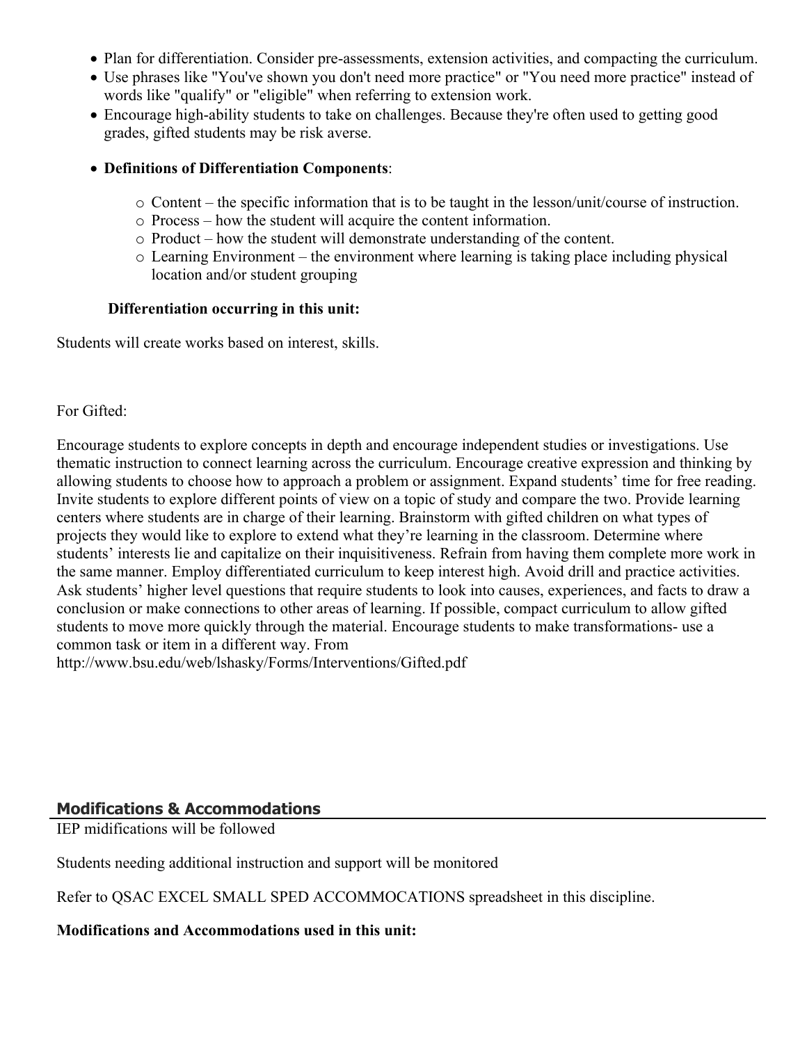- Plan for differentiation. Consider pre-assessments, extension activities, and compacting the curriculum.
- Use phrases like "You've shown you don't need more practice" or "You need more practice" instead of words like "qualify" or "eligible" when referring to extension work.
- Encourage high-ability students to take on challenges. Because they're often used to getting good grades, gifted students may be risk averse.
- **Definitions of Differentiation Components**:
  - Content – the specific information that is to be taught in the lesson/unit/course of instruction.
  - Process – how the student will acquire the content information.
  - Product – how the student will demonstrate understanding of the content.
  - Learning Environment – the environment where learning is taking place including physical location and/or student grouping

**Differentiation occurring in this unit:**

Students will create works based on interest, skills.

For Gifted:

Encourage students to explore concepts in depth and encourage independent studies or investigations. Use thematic instruction to connect learning across the curriculum. Encourage creative expression and thinking by allowing students to choose how to approach a problem or assignment. Expand students' time for free reading. Invite students to explore different points of view on a topic of study and compare the two. Provide learning centers where students are in charge of their learning. Brainstorm with gifted children on what types of projects they would like to explore to extend what they're learning in the classroom. Determine where students' interests lie and capitalize on their inquisitiveness. Refrain from having them complete more work in the same manner. Employ differentiated curriculum to keep interest high. Avoid drill and practice activities. Ask students' higher level questions that require students to look into causes, experiences, and facts to draw a conclusion or make connections to other areas of learning. If possible, compact curriculum to allow gifted students to move more quickly through the material. Encourage students to make transformations- use a common task or item in a different way. From http://www.bsu.edu/web/lshasky/Forms/Interventions/Gifted.pdf

## Modifications & Accommodations

IEP midifications will be followed

Students needing additional instruction and support will be monitored

Refer to QSAC EXCEL SMALL SPED ACCOMMOCATIONS spreadsheet in this discipline.

**Modifications and Accommodations used in this unit:**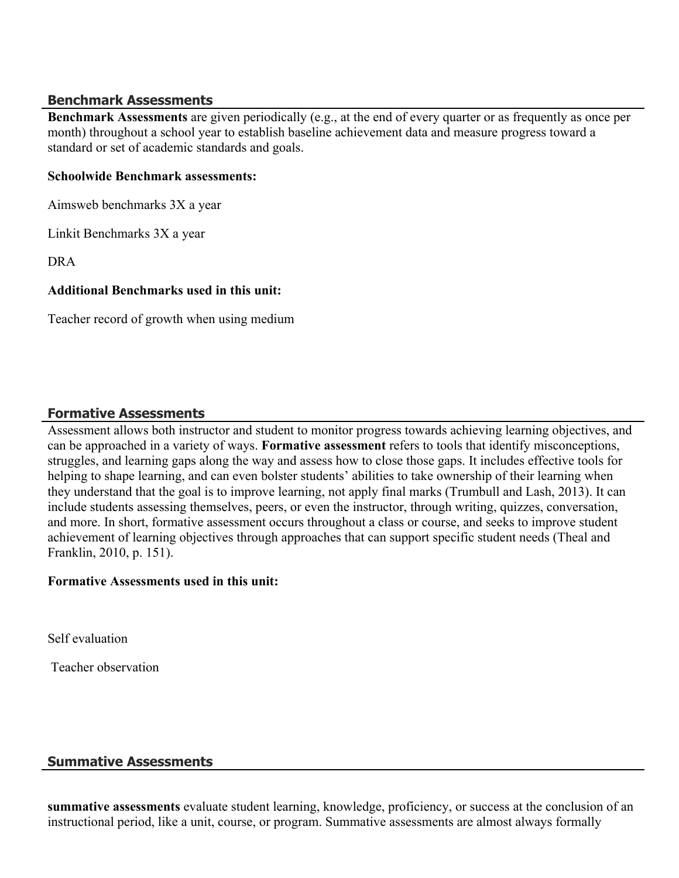## Benchmark Assessments

**Benchmark Assessments** are given periodically (e.g., at the end of every quarter or as frequently as once per month) throughout a school year to establish baseline achievement data and measure progress toward a standard or set of academic standards and goals.

**Schoolwide Benchmark assessments:**

Aimsweb benchmarks 3X a year

Linkit Benchmarks 3X a year

DRA

**Additional Benchmarks used in this unit:**

Teacher record of growth when using medium

## Formative Assessments

Assessment allows both instructor and student to monitor progress towards achieving learning objectives, and can be approached in a variety of ways. **Formative assessment** refers to tools that identify misconceptions, struggles, and learning gaps along the way and assess how to close those gaps. It includes effective tools for helping to shape learning, and can even bolster students' abilities to take ownership of their learning when they understand that the goal is to improve learning, not apply final marks (Trumbull and Lash, 2013). It can include students assessing themselves, peers, or even the instructor, through writing, quizzes, conversation, and more. In short, formative assessment occurs throughout a class or course, and seeks to improve student achievement of learning objectives through approaches that can support specific student needs (Theal and Franklin, 2010, p. 151).

**Formative Assessments used in this unit:**

Self evaluation

Teacher observation

## Summative Assessments

**summative assessments** evaluate student learning, knowledge, proficiency, or success at the conclusion of an instructional period, like a unit, course, or program. Summative assessments are almost always formally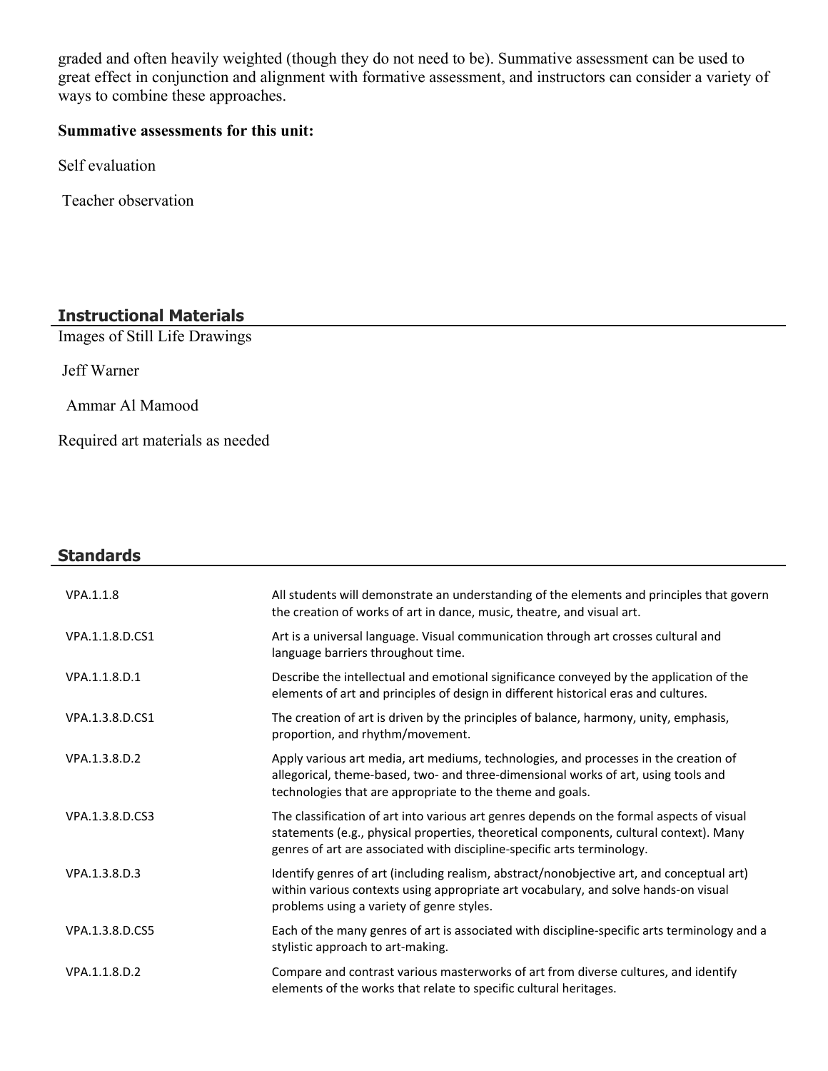graded and often heavily weighted (though they do not need to be). Summative assessment can be used to great effect in conjunction and alignment with formative assessment, and instructors can consider a variety of ways to combine these approaches.

**Summative assessments for this unit:**

Self evaluation

Teacher observation

## Instructional Materials

Images of Still Life Drawings

Jeff Warner

Ammar Al Mamood

Required art materials as needed

## Standards

| | |
|---|---|
| VPA.1.1.8 | All students will demonstrate an understanding of the elements and principles that govern the creation of works of art in dance, music, theatre, and visual art. |
| VPA.1.1.8.D.CS1 | Art is a universal language. Visual communication through art crosses cultural and language barriers throughout time. |
| VPA.1.1.8.D.1 | Describe the intellectual and emotional significance conveyed by the application of the elements of art and principles of design in different historical eras and cultures. |
| VPA.1.3.8.D.CS1 | The creation of art is driven by the principles of balance, harmony, unity, emphasis, proportion, and rhythm/movement. |
| VPA.1.3.8.D.2 | Apply various art media, art mediums, technologies, and processes in the creation of allegorical, theme-based, two- and three-dimensional works of art, using tools and technologies that are appropriate to the theme and goals. |
| VPA.1.3.8.D.CS3 | The classification of art into various art genres depends on the formal aspects of visual statements (e.g., physical properties, theoretical components, cultural context). Many genres of art are associated with discipline-specific arts terminology. |
| VPA.1.3.8.D.3 | Identify genres of art (including realism, abstract/nonobjective art, and conceptual art) within various contexts using appropriate art vocabulary, and solve hands-on visual problems using a variety of genre styles. |
| VPA.1.3.8.D.CS5 | Each of the many genres of art is associated with discipline-specific arts terminology and a stylistic approach to art-making. |
| VPA.1.1.8.D.2 | Compare and contrast various masterworks of art from diverse cultures, and identify elements of the works that relate to specific cultural heritages. |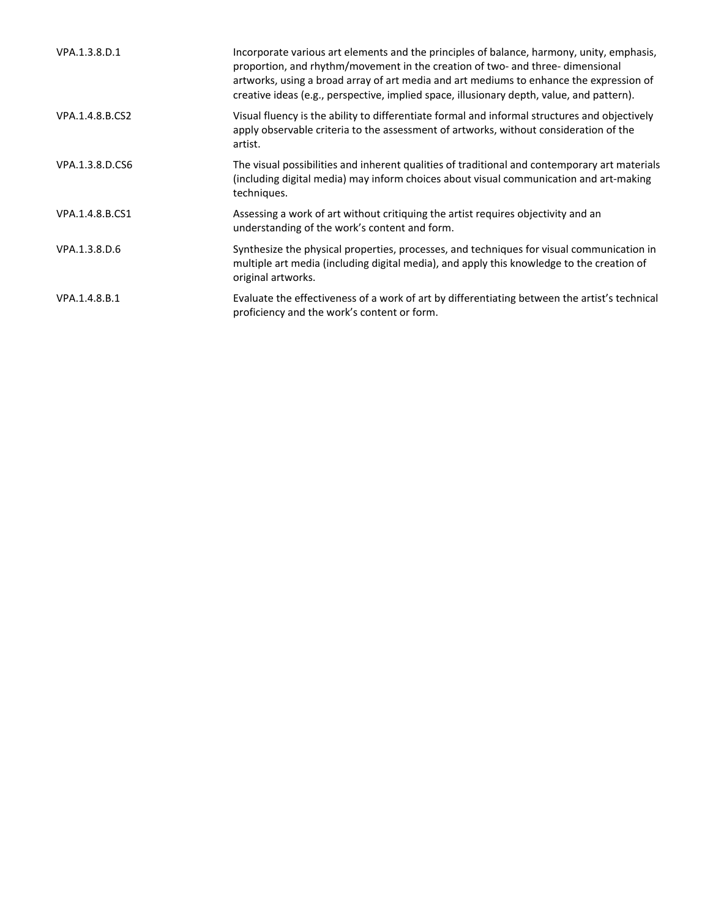| | |
|---|---|
| VPA.1.3.8.D.1 | Incorporate various art elements and the principles of balance, harmony, unity, emphasis, proportion, and rhythm/movement in the creation of two- and three- dimensional artworks, using a broad array of art media and art mediums to enhance the expression of creative ideas (e.g., perspective, implied space, illusionary depth, value, and pattern). |
| VPA.1.4.8.B.CS2 | Visual fluency is the ability to differentiate formal and informal structures and objectively apply observable criteria to the assessment of artworks, without consideration of the artist. |
| VPA.1.3.8.D.CS6 | The visual possibilities and inherent qualities of traditional and contemporary art materials (including digital media) may inform choices about visual communication and art-making techniques. |
| VPA.1.4.8.B.CS1 | Assessing a work of art without critiquing the artist requires objectivity and an understanding of the work's content and form. |
| VPA.1.3.8.D.6 | Synthesize the physical properties, processes, and techniques for visual communication in multiple art media (including digital media), and apply this knowledge to the creation of original artworks. |
| VPA.1.4.8.B.1 | Evaluate the effectiveness of a work of art by differentiating between the artist's technical proficiency and the work's content or form. |